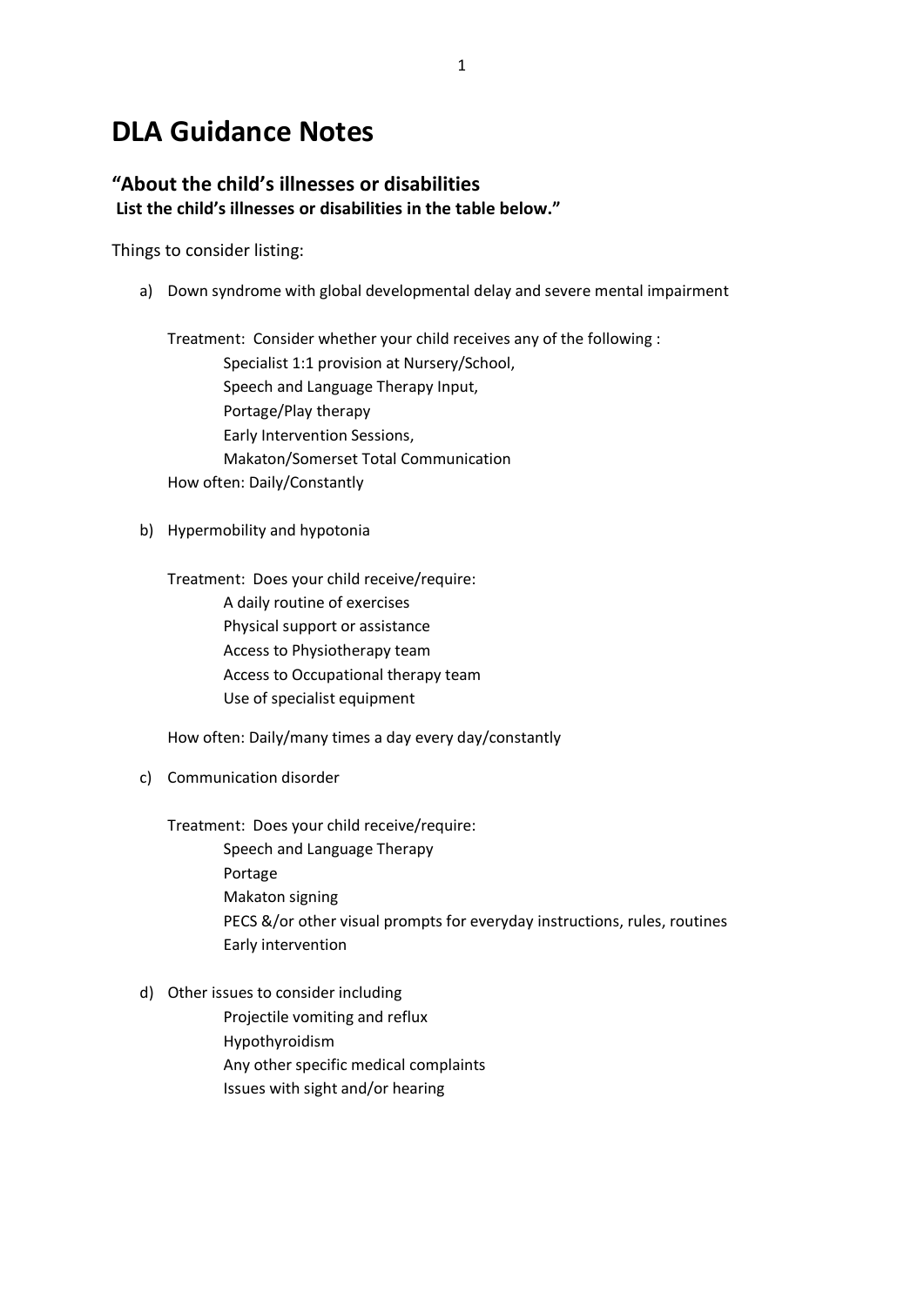# DLA Guidance Notes

## "About the child's illnesses or disabilities

**List the child's illnesses or disabilities in the table below."**

Things to consider listing:

a) Down syndrome with global developmental delay and severe mental impairment

   Treatment: Consider whether your child receives any of the following :

   - Specialist 1:1 provision at Nursery/School,
   - Speech and Language Therapy Input,
   - Portage/Play therapy
   - Early Intervention Sessions,
   - Makaton/Somerset Total Communication

   How often: Daily/Constantly

b) Hypermobility and hypotonia

   Treatment: Does your child receive/require:

   - A daily routine of exercises
   - Physical support or assistance
   - Access to Physiotherapy team
   - Access to Occupational therapy team
   - Use of specialist equipment

   How often: Daily/many times a day every day/constantly

c) Communication disorder

   Treatment: Does your child receive/require:

   - Speech and Language Therapy
   - Portage
   - Makaton signing
   - PECS &/or other visual prompts for everyday instructions, rules, routines
   - Early intervention

d) Other issues to consider including

   - Projectile vomiting and reflux
   - Hypothyroidism
   - Any other specific medical complaints
   - Issues with sight and/or hearing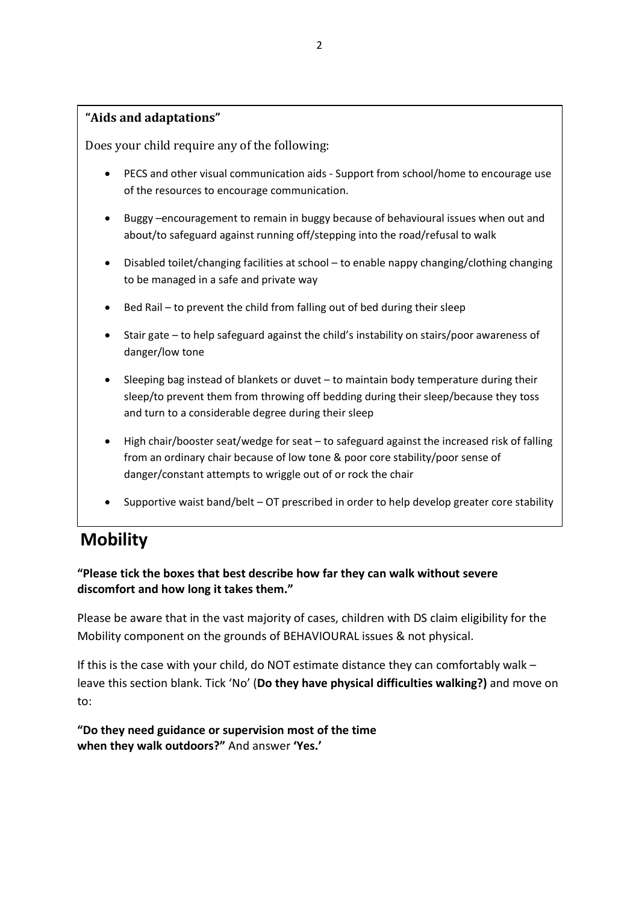### "Aids and adaptations"

Does your child require any of the following:

- PECS and other visual communication aids - Support from school/home to encourage use of the resources to encourage communication.
- Buggy –encouragement to remain in buggy because of behavioural issues when out and about/to safeguard against running off/stepping into the road/refusal to walk
- Disabled toilet/changing facilities at school – to enable nappy changing/clothing changing to be managed in a safe and private way
- Bed Rail – to prevent the child from falling out of bed during their sleep
- Stair gate – to help safeguard against the child's instability on stairs/poor awareness of danger/low tone
- Sleeping bag instead of blankets or duvet – to maintain body temperature during their sleep/to prevent them from throwing off bedding during their sleep/because they toss and turn to a considerable degree during their sleep
- High chair/booster seat/wedge for seat – to safeguard against the increased risk of falling from an ordinary chair because of low tone & poor core stability/poor sense of danger/constant attempts to wriggle out of or rock the chair
- Supportive waist band/belt – OT prescribed in order to help develop greater core stability

# Mobility

**"Please tick the boxes that best describe how far they can walk without severe discomfort and how long it takes them."**

Please be aware that in the vast majority of cases, children with DS claim eligibility for the Mobility component on the grounds of BEHAVIOURAL issues & not physical.

If this is the case with your child, do NOT estimate distance they can comfortably walk – leave this section blank. Tick 'No' (**Do they have physical difficulties walking?)** and move on to:

**"Do they need guidance or supervision most of the time when they walk outdoors?"** And answer **'Yes.'**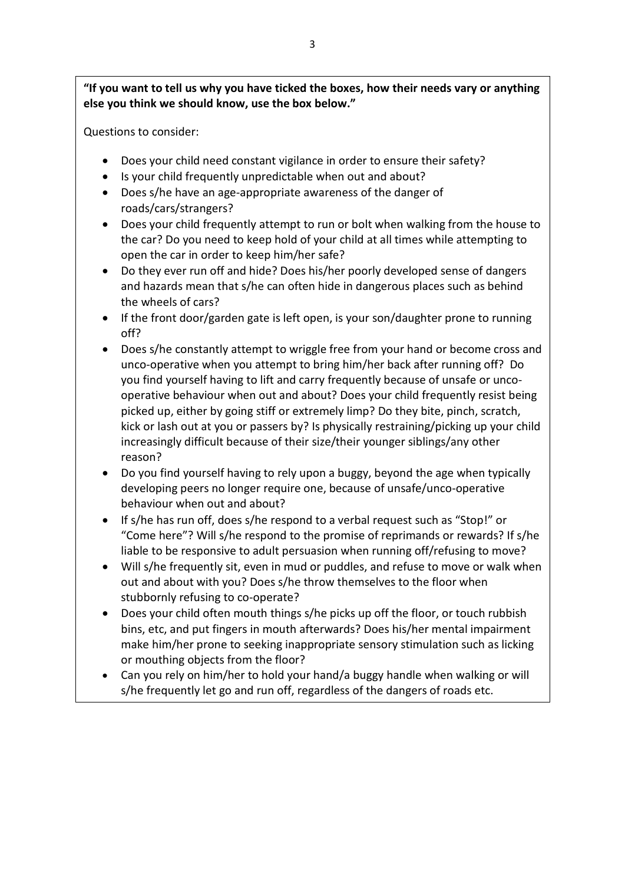**"If you want to tell us why you have ticked the boxes, how their needs vary or anything else you think we should know, use the box below."**

Questions to consider:

- Does your child need constant vigilance in order to ensure their safety?
- Is your child frequently unpredictable when out and about?
- Does s/he have an age-appropriate awareness of the danger of roads/cars/strangers?
- Does your child frequently attempt to run or bolt when walking from the house to the car? Do you need to keep hold of your child at all times while attempting to open the car in order to keep him/her safe?
- Do they ever run off and hide? Does his/her poorly developed sense of dangers and hazards mean that s/he can often hide in dangerous places such as behind the wheels of cars?
- If the front door/garden gate is left open, is your son/daughter prone to running off?
- Does s/he constantly attempt to wriggle free from your hand or become cross and unco-operative when you attempt to bring him/her back after running off? Do you find yourself having to lift and carry frequently because of unsafe or unco-operative behaviour when out and about? Does your child frequently resist being picked up, either by going stiff or extremely limp? Do they bite, pinch, scratch, kick or lash out at you or passers by? Is physically restraining/picking up your child increasingly difficult because of their size/their younger siblings/any other reason?
- Do you find yourself having to rely upon a buggy, beyond the age when typically developing peers no longer require one, because of unsafe/unco-operative behaviour when out and about?
- If s/he has run off, does s/he respond to a verbal request such as "Stop!" or "Come here"? Will s/he respond to the promise of reprimands or rewards? If s/he liable to be responsive to adult persuasion when running off/refusing to move?
- Will s/he frequently sit, even in mud or puddles, and refuse to move or walk when out and about with you? Does s/he throw themselves to the floor when stubbornly refusing to co-operate?
- Does your child often mouth things s/he picks up off the floor, or touch rubbish bins, etc, and put fingers in mouth afterwards? Does his/her mental impairment make him/her prone to seeking inappropriate sensory stimulation such as licking or mouthing objects from the floor?
- Can you rely on him/her to hold your hand/a buggy handle when walking or will s/he frequently let go and run off, regardless of the dangers of roads etc.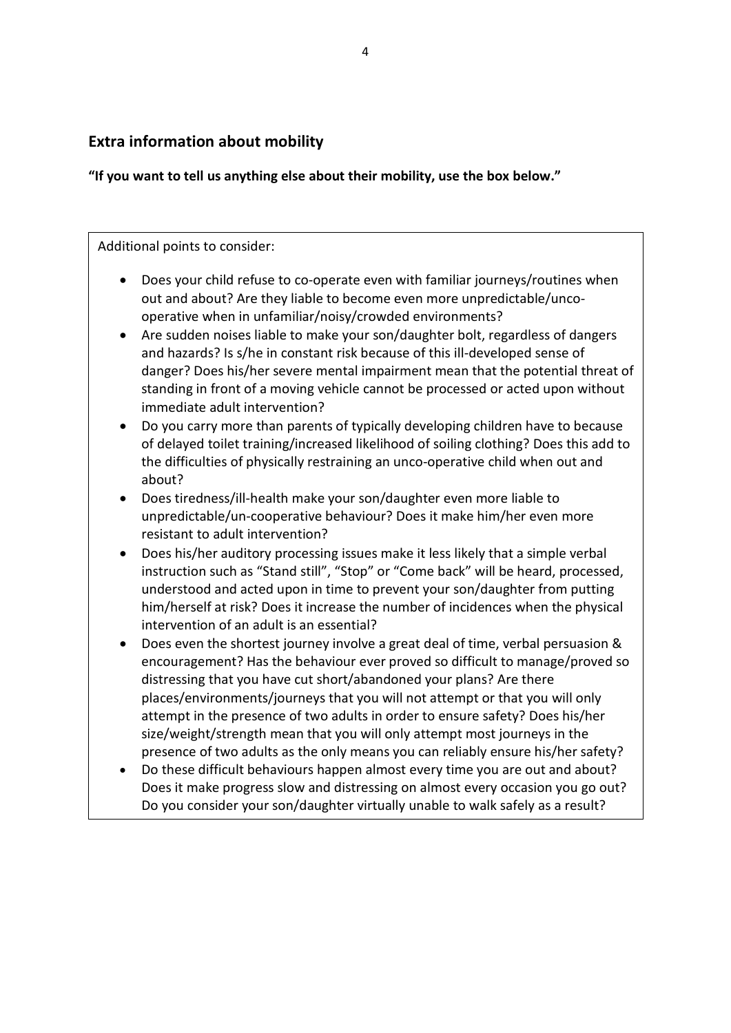## Extra information about mobility

**"If you want to tell us anything else about their mobility, use the box below."**

Additional points to consider:

- Does your child refuse to co-operate even with familiar journeys/routines when out and about? Are they liable to become even more unpredictable/unco-operative when in unfamiliar/noisy/crowded environments?
- Are sudden noises liable to make your son/daughter bolt, regardless of dangers and hazards? Is s/he in constant risk because of this ill-developed sense of danger? Does his/her severe mental impairment mean that the potential threat of standing in front of a moving vehicle cannot be processed or acted upon without immediate adult intervention?
- Do you carry more than parents of typically developing children have to because of delayed toilet training/increased likelihood of soiling clothing? Does this add to the difficulties of physically restraining an unco-operative child when out and about?
- Does tiredness/ill-health make your son/daughter even more liable to unpredictable/un-cooperative behaviour? Does it make him/her even more resistant to adult intervention?
- Does his/her auditory processing issues make it less likely that a simple verbal instruction such as "Stand still", "Stop" or "Come back" will be heard, processed, understood and acted upon in time to prevent your son/daughter from putting him/herself at risk? Does it increase the number of incidences when the physical intervention of an adult is an essential?
- Does even the shortest journey involve a great deal of time, verbal persuasion & encouragement? Has the behaviour ever proved so difficult to manage/proved so distressing that you have cut short/abandoned your plans? Are there places/environments/journeys that you will not attempt or that you will only attempt in the presence of two adults in order to ensure safety? Does his/her size/weight/strength mean that you will only attempt most journeys in the presence of two adults as the only means you can reliably ensure his/her safety?
- Do these difficult behaviours happen almost every time you are out and about? Does it make progress slow and distressing on almost every occasion you go out? Do you consider your son/daughter virtually unable to walk safely as a result?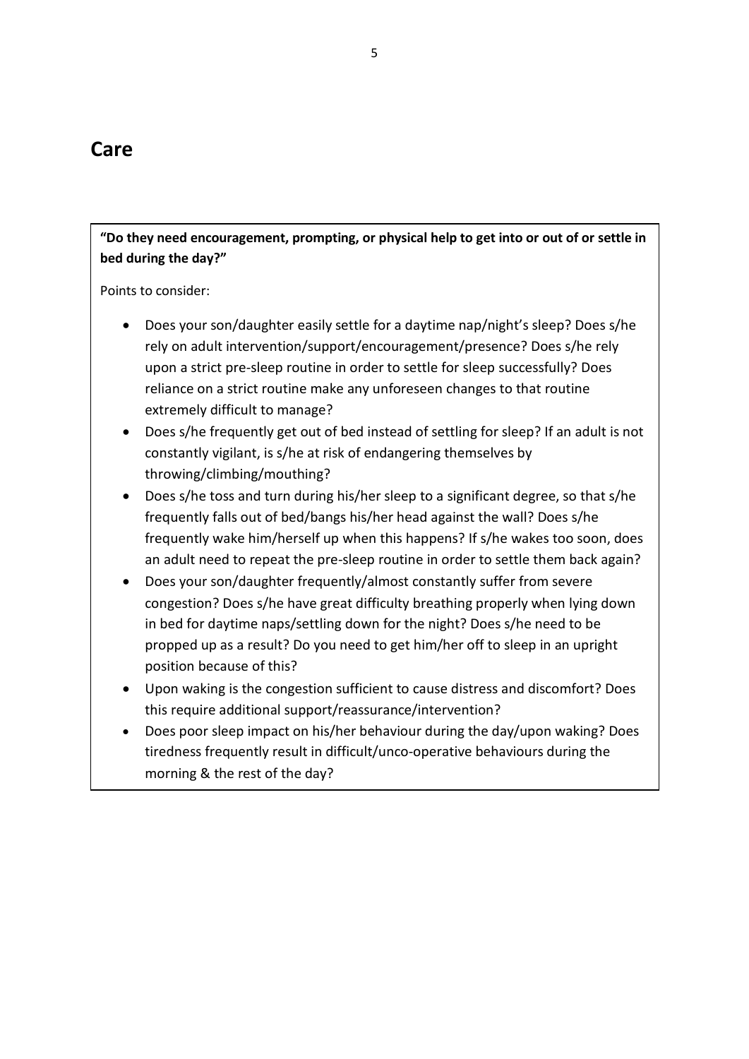# Care

**"Do they need encouragement, prompting, or physical help to get into or out of or settle in bed during the day?"**

Points to consider:

- Does your son/daughter easily settle for a daytime nap/night's sleep? Does s/he rely on adult intervention/support/encouragement/presence? Does s/he rely upon a strict pre-sleep routine in order to settle for sleep successfully? Does reliance on a strict routine make any unforeseen changes to that routine extremely difficult to manage?
- Does s/he frequently get out of bed instead of settling for sleep? If an adult is not constantly vigilant, is s/he at risk of endangering themselves by throwing/climbing/mouthing?
- Does s/he toss and turn during his/her sleep to a significant degree, so that s/he frequently falls out of bed/bangs his/her head against the wall? Does s/he frequently wake him/herself up when this happens? If s/he wakes too soon, does an adult need to repeat the pre-sleep routine in order to settle them back again?
- Does your son/daughter frequently/almost constantly suffer from severe congestion? Does s/he have great difficulty breathing properly when lying down in bed for daytime naps/settling down for the night? Does s/he need to be propped up as a result? Do you need to get him/her off to sleep in an upright position because of this?
- Upon waking is the congestion sufficient to cause distress and discomfort? Does this require additional support/reassurance/intervention?
- Does poor sleep impact on his/her behaviour during the day/upon waking? Does tiredness frequently result in difficult/unco-operative behaviours during the morning & the rest of the day?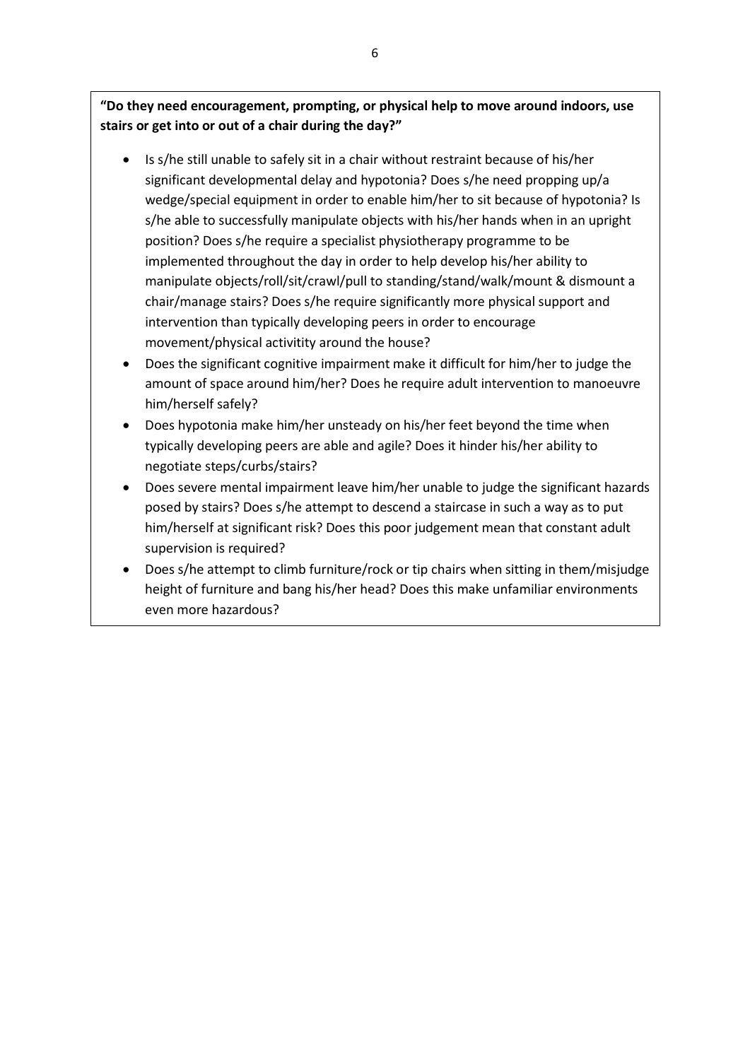**"Do they need encouragement, prompting, or physical help to move around indoors, use stairs or get into or out of a chair during the day?"**

- Is s/he still unable to safely sit in a chair without restraint because of his/her significant developmental delay and hypotonia? Does s/he need propping up/a wedge/special equipment in order to enable him/her to sit because of hypotonia? Is s/he able to successfully manipulate objects with his/her hands when in an upright position? Does s/he require a specialist physiotherapy programme to be implemented throughout the day in order to help develop his/her ability to manipulate objects/roll/sit/crawl/pull to standing/stand/walk/mount & dismount a chair/manage stairs? Does s/he require significantly more physical support and intervention than typically developing peers in order to encourage movement/physical activitity around the house?
- Does the significant cognitive impairment make it difficult for him/her to judge the amount of space around him/her? Does he require adult intervention to manoeuvre him/herself safely?
- Does hypotonia make him/her unsteady on his/her feet beyond the time when typically developing peers are able and agile? Does it hinder his/her ability to negotiate steps/curbs/stairs?
- Does severe mental impairment leave him/her unable to judge the significant hazards posed by stairs? Does s/he attempt to descend a staircase in such a way as to put him/herself at significant risk? Does this poor judgement mean that constant adult supervision is required?
- Does s/he attempt to climb furniture/rock or tip chairs when sitting in them/misjudge height of furniture and bang his/her head? Does this make unfamiliar environments even more hazardous?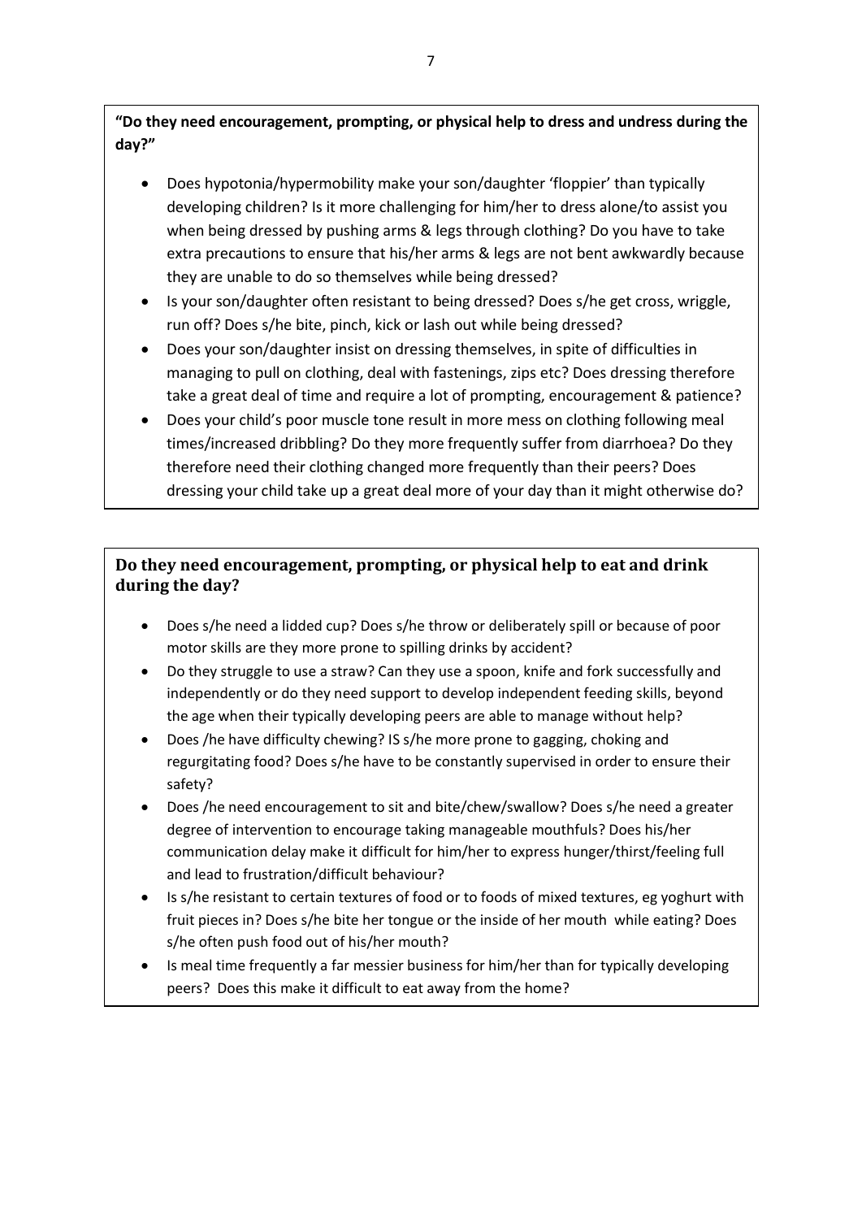**"Do they need encouragement, prompting, or physical help to dress and undress during the day?"**

- Does hypotonia/hypermobility make your son/daughter 'floppier' than typically developing children? Is it more challenging for him/her to dress alone/to assist you when being dressed by pushing arms & legs through clothing? Do you have to take extra precautions to ensure that his/her arms & legs are not bent awkwardly because they are unable to do so themselves while being dressed?
- Is your son/daughter often resistant to being dressed? Does s/he get cross, wriggle, run off? Does s/he bite, pinch, kick or lash out while being dressed?
- Does your son/daughter insist on dressing themselves, in spite of difficulties in managing to pull on clothing, deal with fastenings, zips etc? Does dressing therefore take a great deal of time and require a lot of prompting, encouragement & patience?
- Does your child's poor muscle tone result in more mess on clothing following meal times/increased dribbling? Do they more frequently suffer from diarrhoea? Do they therefore need their clothing changed more frequently than their peers? Does dressing your child take up a great deal more of your day than it might otherwise do?

**Do they need encouragement, prompting, or physical help to eat and drink during the day?**

- Does s/he need a lidded cup? Does s/he throw or deliberately spill or because of poor motor skills are they more prone to spilling drinks by accident?
- Do they struggle to use a straw? Can they use a spoon, knife and fork successfully and independently or do they need support to develop independent feeding skills, beyond the age when their typically developing peers are able to manage without help?
- Does /he have difficulty chewing? IS s/he more prone to gagging, choking and regurgitating food? Does s/he have to be constantly supervised in order to ensure their safety?
- Does /he need encouragement to sit and bite/chew/swallow? Does s/he need a greater degree of intervention to encourage taking manageable mouthfuls? Does his/her communication delay make it difficult for him/her to express hunger/thirst/feeling full and lead to frustration/difficult behaviour?
- Is s/he resistant to certain textures of food or to foods of mixed textures, eg yoghurt with fruit pieces in? Does s/he bite her tongue or the inside of her mouth while eating? Does s/he often push food out of his/her mouth?
- Is meal time frequently a far messier business for him/her than for typically developing peers? Does this make it difficult to eat away from the home?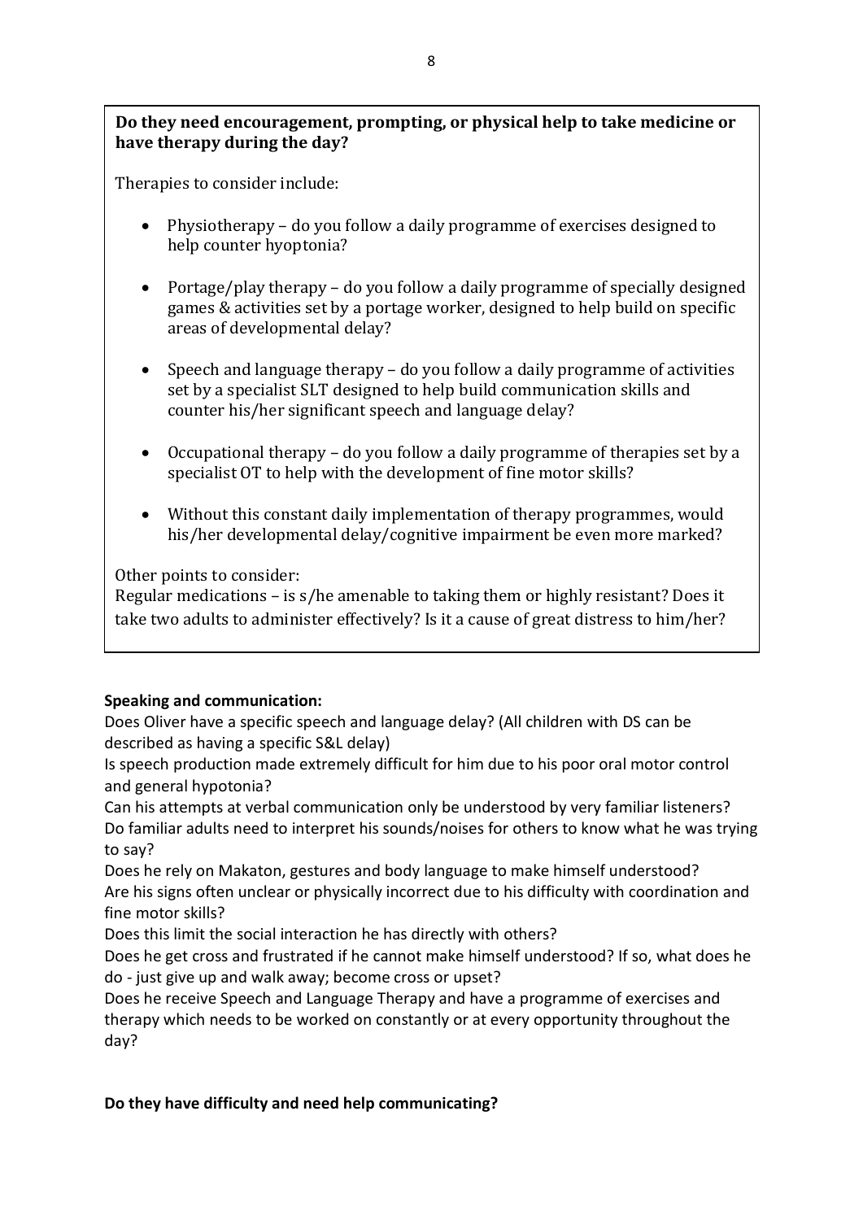**Do they need encouragement, prompting, or physical help to take medicine or have therapy during the day?**

Therapies to consider include:

- Physiotherapy – do you follow a daily programme of exercises designed to help counter hyoptonia?
- Portage/play therapy – do you follow a daily programme of specially designed games & activities set by a portage worker, designed to help build on specific areas of developmental delay?
- Speech and language therapy – do you follow a daily programme of activities set by a specialist SLT designed to help build communication skills and counter his/her significant speech and language delay?
- Occupational therapy – do you follow a daily programme of therapies set by a specialist OT to help with the development of fine motor skills?
- Without this constant daily implementation of therapy programmes, would his/her developmental delay/cognitive impairment be even more marked?

Other points to consider:
Regular medications – is s/he amenable to taking them or highly resistant? Does it take two adults to administer effectively? Is it a cause of great distress to him/her?

**Speaking and communication:**
Does Oliver have a specific speech and language delay? (All children with DS can be described as having a specific S&L delay)
Is speech production made extremely difficult for him due to his poor oral motor control and general hypotonia?
Can his attempts at verbal communication only be understood by very familiar listeners?
Do familiar adults need to interpret his sounds/noises for others to know what he was trying to say?
Does he rely on Makaton, gestures and body language to make himself understood?
Are his signs often unclear or physically incorrect due to his difficulty with coordination and fine motor skills?
Does this limit the social interaction he has directly with others?
Does he get cross and frustrated if he cannot make himself understood? If so, what does he do - just give up and walk away; become cross or upset?
Does he receive Speech and Language Therapy and have a programme of exercises and therapy which needs to be worked on constantly or at every opportunity throughout the day?

**Do they have difficulty and need help communicating?**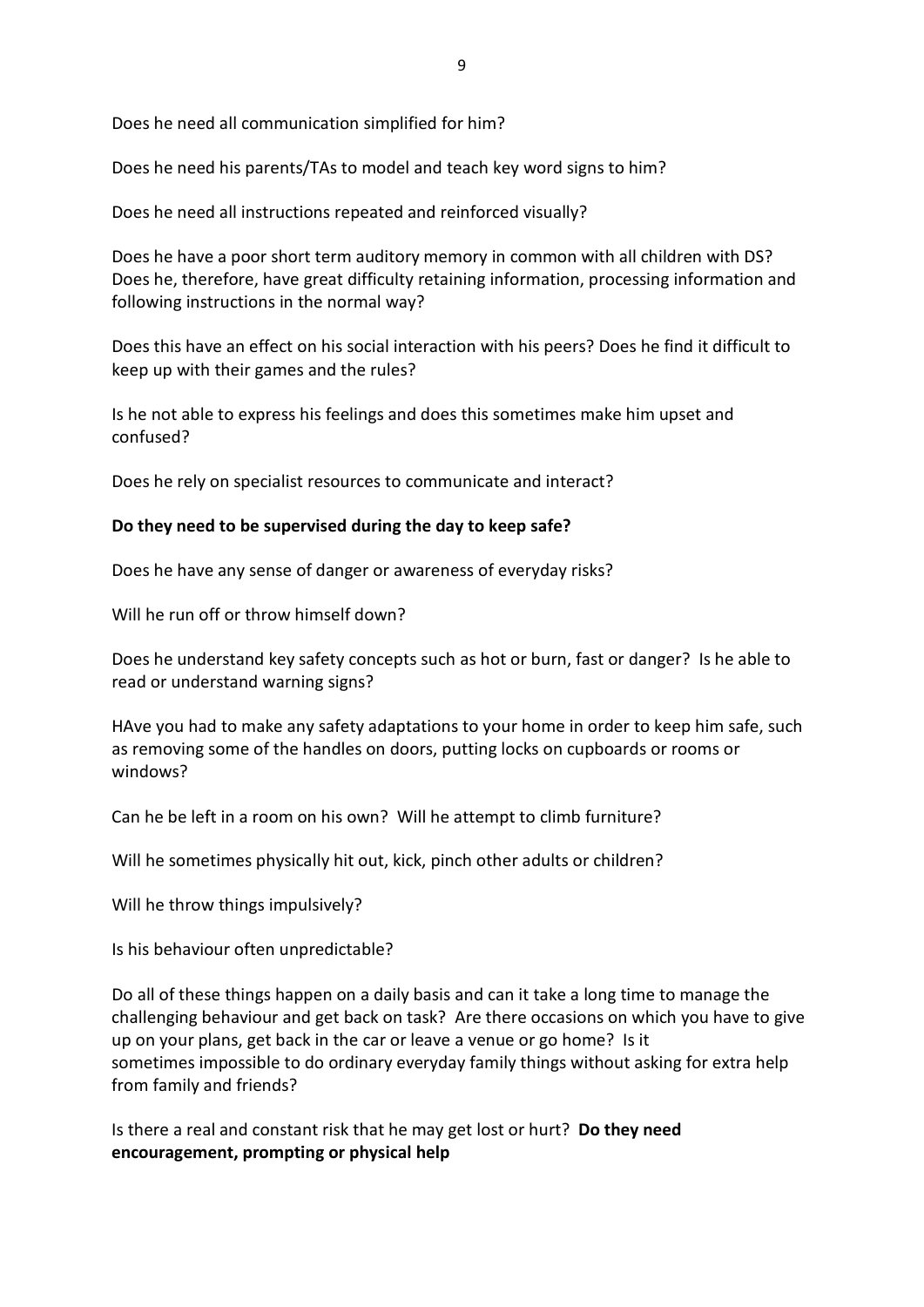Does he need all communication simplified for him?

Does he need his parents/TAs to model and teach key word signs to him?

Does he need all instructions repeated and reinforced visually?

Does he have a poor short term auditory memory in common with all children with DS? Does he, therefore, have great difficulty retaining information, processing information and following instructions in the normal way?

Does this have an effect on his social interaction with his peers? Does he find it difficult to keep up with their games and the rules?

Is he not able to express his feelings and does this sometimes make him upset and confused?

Does he rely on specialist resources to communicate and interact?

**Do they need to be supervised during the day to keep safe?**

Does he have any sense of danger or awareness of everyday risks?

Will he run off or throw himself down?

Does he understand key safety concepts such as hot or burn, fast or danger? Is he able to read or understand warning signs?

HAve you had to make any safety adaptations to your home in order to keep him safe, such as removing some of the handles on doors, putting locks on cupboards or rooms or windows?

Can he be left in a room on his own? Will he attempt to climb furniture?

Will he sometimes physically hit out, kick, pinch other adults or children?

Will he throw things impulsively?

Is his behaviour often unpredictable?

Do all of these things happen on a daily basis and can it take a long time to manage the challenging behaviour and get back on task? Are there occasions on which you have to give up on your plans, get back in the car or leave a venue or go home? Is it sometimes impossible to do ordinary everyday family things without asking for extra help from family and friends?

Is there a real and constant risk that he may get lost or hurt? **Do they need encouragement, prompting or physical help**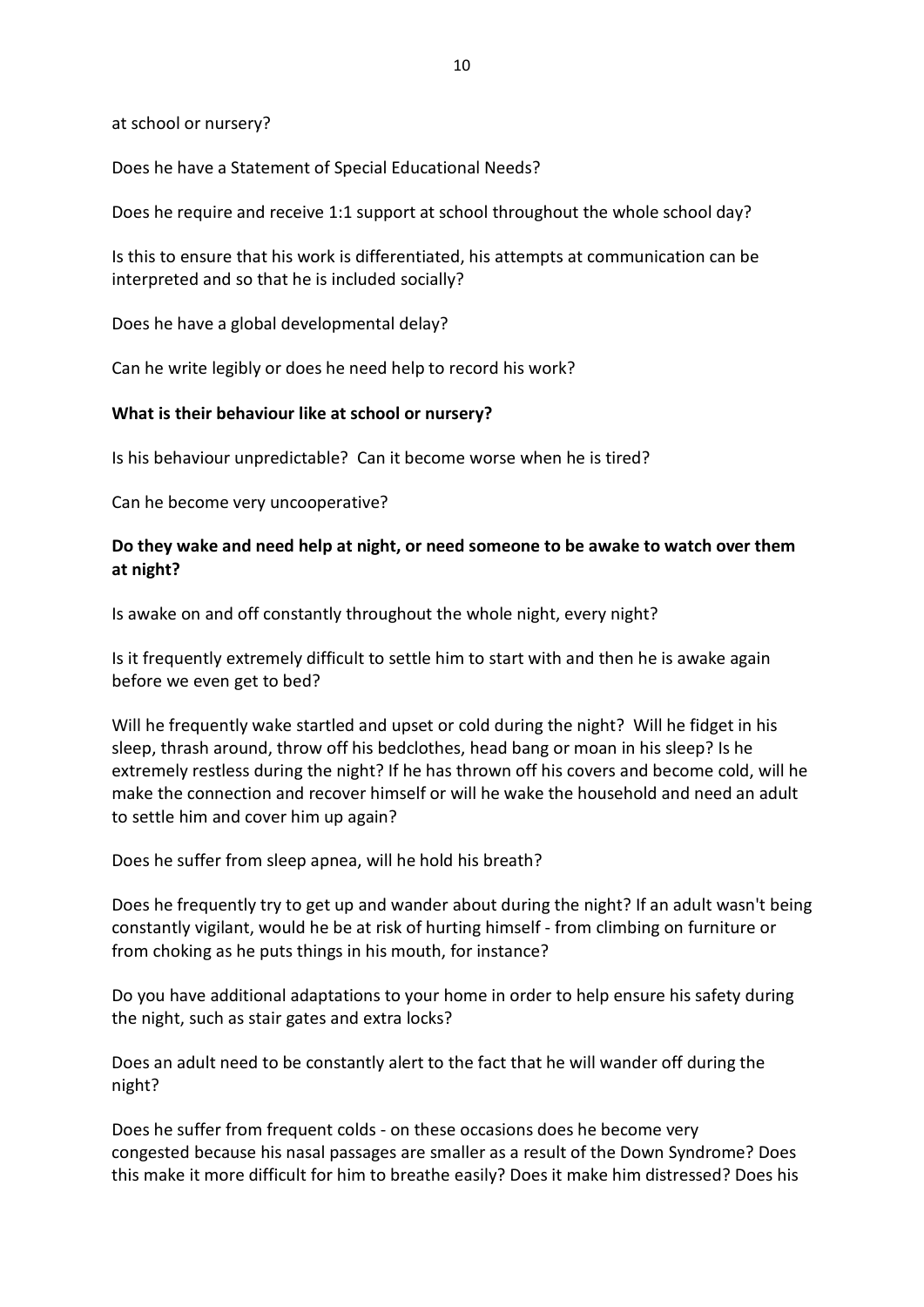at school or nursery?

Does he have a Statement of Special Educational Needs?

Does he require and receive 1:1 support at school throughout the whole school day?

Is this to ensure that his work is differentiated, his attempts at communication can be interpreted and so that he is included socially?

Does he have a global developmental delay?

Can he write legibly or does he need help to record his work?

**What is their behaviour like at school or nursery?**

Is his behaviour unpredictable? Can it become worse when he is tired?

Can he become very uncooperative?

**Do they wake and need help at night, or need someone to be awake to watch over them at night?**

Is awake on and off constantly throughout the whole night, every night?

Is it frequently extremely difficult to settle him to start with and then he is awake again before we even get to bed?

Will he frequently wake startled and upset or cold during the night? Will he fidget in his sleep, thrash around, throw off his bedclothes, head bang or moan in his sleep? Is he extremely restless during the night? If he has thrown off his covers and become cold, will he make the connection and recover himself or will he wake the household and need an adult to settle him and cover him up again?

Does he suffer from sleep apnea, will he hold his breath?

Does he frequently try to get up and wander about during the night? If an adult wasn't being constantly vigilant, would he be at risk of hurting himself - from climbing on furniture or from choking as he puts things in his mouth, for instance?

Do you have additional adaptations to your home in order to help ensure his safety during the night, such as stair gates and extra locks?

Does an adult need to be constantly alert to the fact that he will wander off during the night?

Does he suffer from frequent colds - on these occasions does he become very congested because his nasal passages are smaller as a result of the Down Syndrome? Does this make it more difficult for him to breathe easily? Does it make him distressed? Does his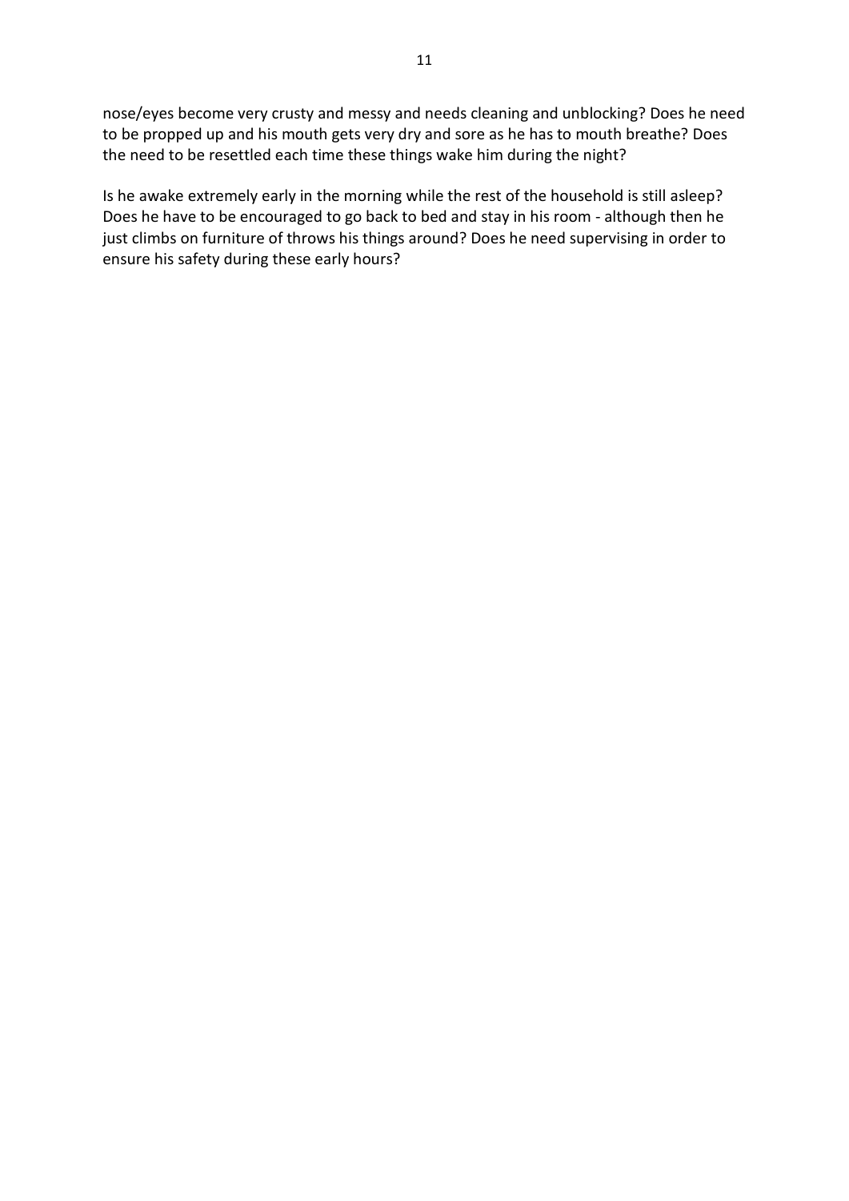nose/eyes become very crusty and messy and needs cleaning and unblocking? Does he need to be propped up and his mouth gets very dry and sore as he has to mouth breathe? Does the need to be resettled each time these things wake him during the night?

Is he awake extremely early in the morning while the rest of the household is still asleep? Does he have to be encouraged to go back to bed and stay in his room - although then he just climbs on furniture of throws his things around? Does he need supervising in order to ensure his safety during these early hours?